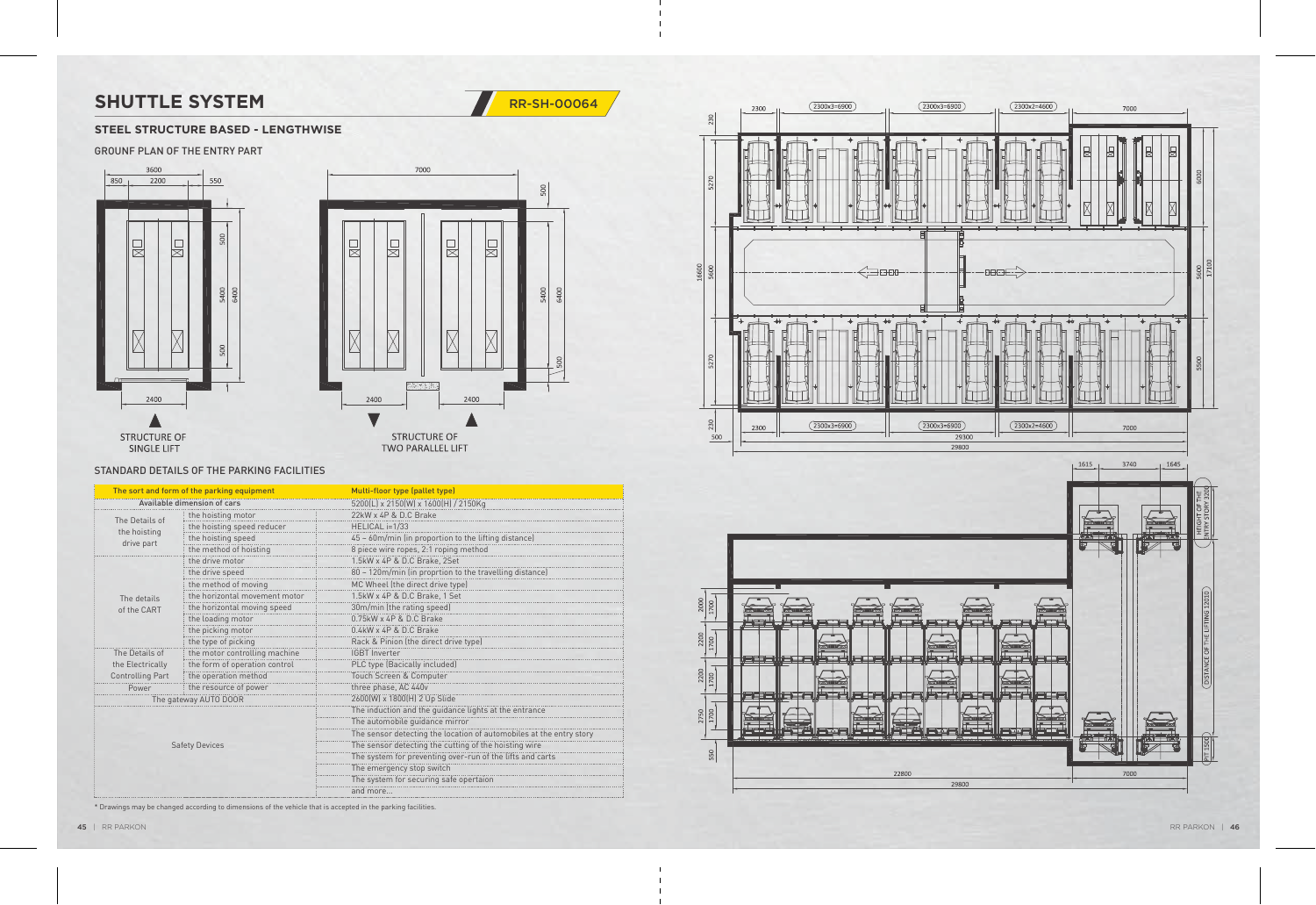# SHUTTLE SYSTEM

RR-SH-00064

## STEEL STRUCTURE BASED - LENGTHWISE

### GROUNF PLAN OF THE ENTRY PART

STRUCTURE OF SINGLE LIFT

STRUCTURE OF TWO PARALLEL LIFT

### STANDARD DETAILS OF THE PARKING FACILITIES

| The sort and form of the parking equipment | | Multi-floor type (pallet type) |
|---|---|---|
| Available dimension of cars | | 5200(L) x 2150(W) x 1600(H) / 2150Kg |
| The Details of the hoisting drive part | the hoisting motor | 22kW x 4P & D.C Brake |
| | the hoisting speed reducer | HELICAL i=1/33 |
| | the hoisting speed | 45 ~ 60m/min (in proportion to the lifting distance) |
| | the method of hoisting | 8 piece wire ropes, 2:1 roping method |
| The details of the CART | the drive motor | 1.5kW x 4P & D.C Brake, 2Set |
| | the drive speed | 80 ~ 120m/min (in proprtion to the travelling distance) |
| | the method of moving | MC Wheel (the direct drive type) |
| | the horizontal movement motor | 1.5kW x 4P & D.C Brake, 1 Set |
| | the horizontal moving speed | 30m/min (the rating speed) |
| | the loading motor | 0.75kW x 4P & D.C Brake |
| | the picking motor | 0.4kW x 4P & D.C Brake |
| | the type of picking | Rack & Pinion (the direct drive type) |
| The Details of the Electrically Controlling Part | the motor controlling machine | IGBT Inverter |
| | the form of operation control | PLC type (Bacically included) |
| | the operation method | Touch Screen & Computer |
| Power | the resource of power | three phase, AC 440v |
| The gateway AUTO DOOR | | 2600(W) x 1800(H) 2 Up Slide |
| Safety Devices | | The induction and the guidance lights at the entrance |
| | | The automobile guidance mirror |
| | | The sensor detecting the location of automobiles at the entry story |
| | | The sensor detecting the cutting of the hoisting wire |
| | | The system for preventing over-run of the lifts and carts |
| | | The emergency stop switch |
| | | The system for securing safe opertaion |
| | | and more... |

* Drawings may be changed according to dimensions of the vehicle that is accepted in the parking facilities.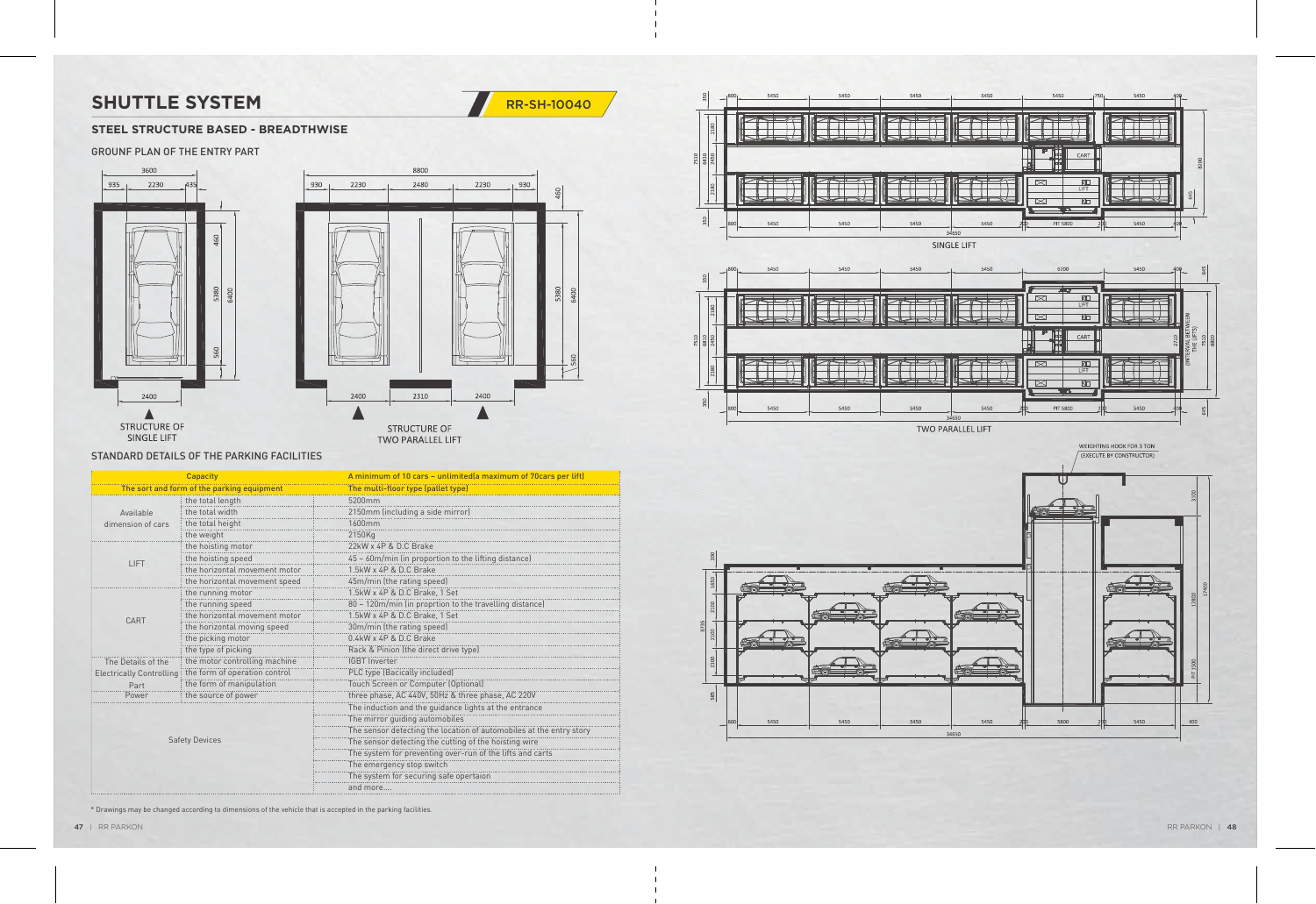# SHUTTLE SYSTEM

RR-SH-10040

## STEEL STRUCTURE BASED - BREADTHWISE

GROUNF PLAN OF THE ENTRY PART

3600
935 2230 435
460
5380
6400
560
2400

STRUCTURE OF SINGLE LIFT

8800
930 2230 2480 2230 930
460
5380
6400
560
2400 2310 2400

STRUCTURE OF TWO PARALLEL LIFT

STANDARD DETAILS OF THE PARKING FACILITIES

| Capacity | | A minimum of 10 cars ~ unlimited(a maximum of 70cars per lift) |
|---|---|---|
| The sort and form of the parking equipment | | The multi-floor type (pallet type) |
| Available dimension of cars | the total length | 5200mm |
| | the total width | 2150mm (including a side mirror) |
| | the total height | 1600mm |
| | the weight | 2150Kg |
| LIFT | the hoisting motor | 22kW x 4P & D.C Brake |
| | the hoisting speed | 45 ~ 60m/min (in proportion to the lifting distance) |
| | the horizontal movement motor | 1.5kW x 4P & D.C Brake |
| | the horizontal movement speed | 45m/min (the rating speed) |
| CART | the running motor | 1.5kW x 4P & D.C Brake, 1 Set |
| | the running speed | 80 ~ 120m/min (in proprtion to the travelling distance) |
| | the horizontal movement motor | 1.5kW x 4P & D.C Brake, 1 Set |
| | the horizontal moving speed | 30m/min (the rating speed) |
| | the picking motor | 0.4kW x 4P & D.C Brake |
| | the type of picking | Rack & Pinion (the direct drive type) |
| The Details of the Electrically Controlling Part | the motor controlling machine | IGBT Inverter |
| | the form of operation control | PLC type (Bacically included) |
| | the form of manipulation | Touch Screen or Computer (Optional) |
| Power | the source of power | three phase, AC 440V, 50Hz & three phase, AC 220V |
| Safety Devices | | The induction and the guidance lights at the entrance |
| | | The mirror guiding automobiles |
| | | The sensor detecting the location of automobiles at the entry story |
| | | The sensor detecting the cutting of the hoisting wire |
| | | The system for preventing over-run of the lifts and carts |
| | | The emergency stop switch |
| | | The system for securing safe opertaion |
| | | and more.... |

\* Drawings may be changed according to dimensions of the vehicle that is accepted in the parking facilities.

800 5450 5450 5450 5450 5450 750 5450 400
350 2180 2450 2180 350
7510 6810
CART
LIFT
PIT 5800
34650
8200 645

SINGLE LIFT

800 5450 5450 5450 5450 6300 5450 400
350 2180 2450 2180 350
7510 6810
LIFT
CART
LIFT
PIT 5800
34650
645 2710 (INTERVAL BETWEEN THE LIFTS) 7510 8800 645

TWO PARALLEL LIFT

WEIGHTING HOOK FOR 3 TON (EXECUTE BY CONSTRUCTOR)

200 1850 2100 2100 2100 585
8735
3700 12800 17400 PIT 1500
800 5450 5450 5450 5450 200 5800 200 5450 400
34650